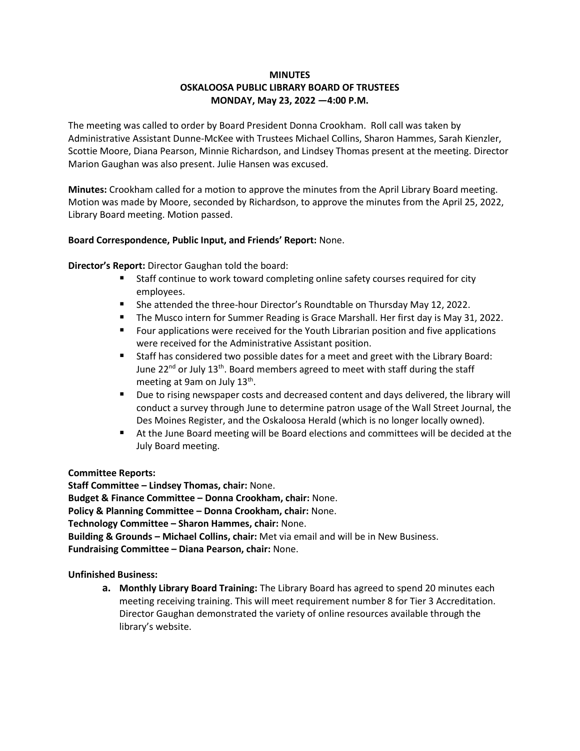**MINUTES**
**OSKALOOSA PUBLIC LIBRARY BOARD OF TRUSTEES**
**MONDAY, May 23, 2022 —4:00 P.M.**

The meeting was called to order by Board President Donna Crookham. Roll call was taken by Administrative Assistant Dunne-McKee with Trustees Michael Collins, Sharon Hammes, Sarah Kienzler, Scottie Moore, Diana Pearson, Minnie Richardson, and Lindsey Thomas present at the meeting. Director Marion Gaughan was also present. Julie Hansen was excused.

**Minutes:** Crookham called for a motion to approve the minutes from the April Library Board meeting. Motion was made by Moore, seconded by Richardson, to approve the minutes from the April 25, 2022, Library Board meeting. Motion passed.

**Board Correspondence, Public Input, and Friends' Report:** None.

**Director's Report:** Director Gaughan told the board:

- Staff continue to work toward completing online safety courses required for city employees.
- She attended the three-hour Director's Roundtable on Thursday May 12, 2022.
- The Musco intern for Summer Reading is Grace Marshall. Her first day is May 31, 2022.
- Four applications were received for the Youth Librarian position and five applications were received for the Administrative Assistant position.
- Staff has considered two possible dates for a meet and greet with the Library Board: June 22nd or July 13th. Board members agreed to meet with staff during the staff meeting at 9am on July 13th.
- Due to rising newspaper costs and decreased content and days delivered, the library will conduct a survey through June to determine patron usage of the Wall Street Journal, the Des Moines Register, and the Oskaloosa Herald (which is no longer locally owned).
- At the June Board meeting will be Board elections and committees will be decided at the July Board meeting.

**Committee Reports:**
**Staff Committee – Lindsey Thomas, chair:** None.
**Budget & Finance Committee – Donna Crookham, chair:** None.
**Policy & Planning Committee – Donna Crookham, chair:** None.
**Technology Committee – Sharon Hammes, chair:** None.
**Building & Grounds – Michael Collins, chair:** Met via email and will be in New Business.
**Fundraising Committee – Diana Pearson, chair:** None.

**Unfinished Business:**

**a. Monthly Library Board Training:** The Library Board has agreed to spend 20 minutes each meeting receiving training. This will meet requirement number 8 for Tier 3 Accreditation. Director Gaughan demonstrated the variety of online resources available through the library's website.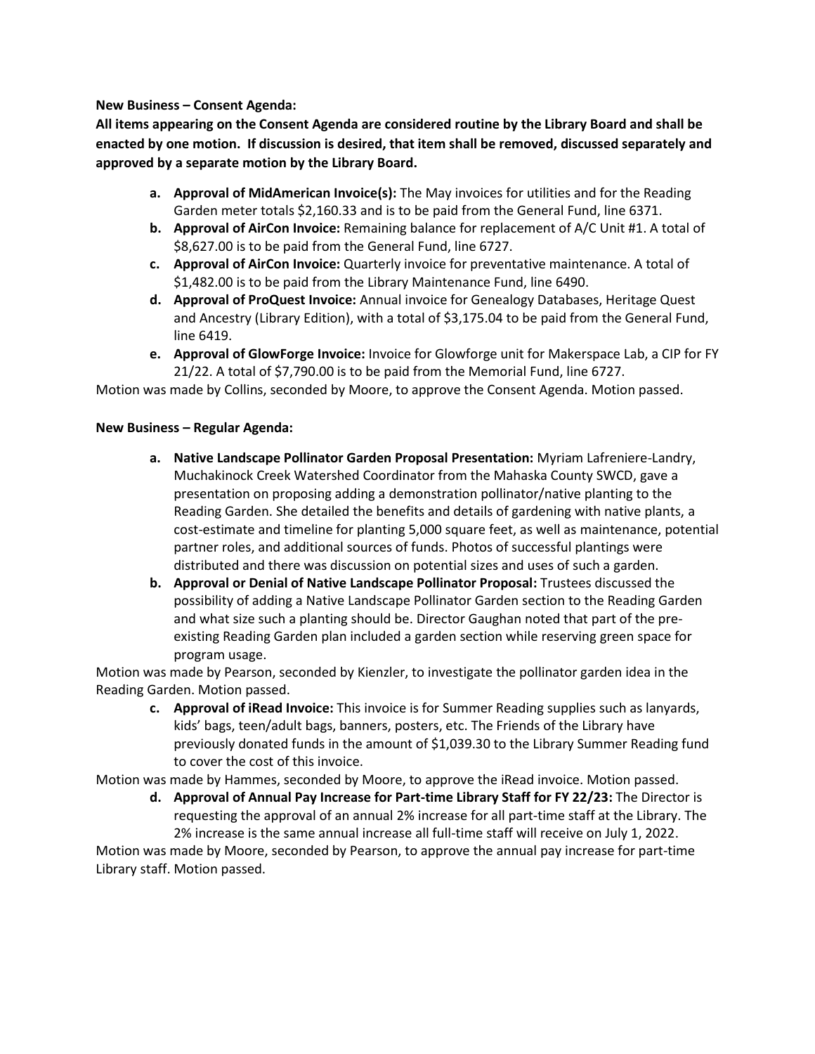**New Business – Consent Agenda:**

**All items appearing on the Consent Agenda are considered routine by the Library Board and shall be enacted by one motion. If discussion is desired, that item shall be removed, discussed separately and approved by a separate motion by the Library Board.**

- **a. Approval of MidAmerican Invoice(s):** The May invoices for utilities and for the Reading Garden meter totals $2,160.33 and is to be paid from the General Fund, line 6371.
- **b. Approval of AirCon Invoice:** Remaining balance for replacement of A/C Unit #1. A total of $8,627.00 is to be paid from the General Fund, line 6727.
- **c. Approval of AirCon Invoice:** Quarterly invoice for preventative maintenance. A total of $1,482.00 is to be paid from the Library Maintenance Fund, line 6490.
- **d. Approval of ProQuest Invoice:** Annual invoice for Genealogy Databases, Heritage Quest and Ancestry (Library Edition), with a total of $3,175.04 to be paid from the General Fund, line 6419.
- **e. Approval of GlowForge Invoice:** Invoice for Glowforge unit for Makerspace Lab, a CIP for FY 21/22. A total of $7,790.00 is to be paid from the Memorial Fund, line 6727.

Motion was made by Collins, seconded by Moore, to approve the Consent Agenda. Motion passed.

**New Business – Regular Agenda:**

- **a. Native Landscape Pollinator Garden Proposal Presentation:** Myriam Lafreniere-Landry, Muchakinock Creek Watershed Coordinator from the Mahaska County SWCD, gave a presentation on proposing adding a demonstration pollinator/native planting to the Reading Garden. She detailed the benefits and details of gardening with native plants, a cost-estimate and timeline for planting 5,000 square feet, as well as maintenance, potential partner roles, and additional sources of funds. Photos of successful plantings were distributed and there was discussion on potential sizes and uses of such a garden.
- **b. Approval or Denial of Native Landscape Pollinator Proposal:** Trustees discussed the possibility of adding a Native Landscape Pollinator Garden section to the Reading Garden and what size such a planting should be. Director Gaughan noted that part of the pre-existing Reading Garden plan included a garden section while reserving green space for program usage.

Motion was made by Pearson, seconded by Kienzler, to investigate the pollinator garden idea in the Reading Garden. Motion passed.

- **c. Approval of iRead Invoice:** This invoice is for Summer Reading supplies such as lanyards, kids' bags, teen/adult bags, banners, posters, etc. The Friends of the Library have previously donated funds in the amount of $1,039.30 to the Library Summer Reading fund to cover the cost of this invoice.

Motion was made by Hammes, seconded by Moore, to approve the iRead invoice. Motion passed.

- **d. Approval of Annual Pay Increase for Part-time Library Staff for FY 22/23:** The Director is requesting the approval of an annual 2% increase for all part-time staff at the Library. The 2% increase is the same annual increase all full-time staff will receive on July 1, 2022.

Motion was made by Moore, seconded by Pearson, to approve the annual pay increase for part-time Library staff. Motion passed.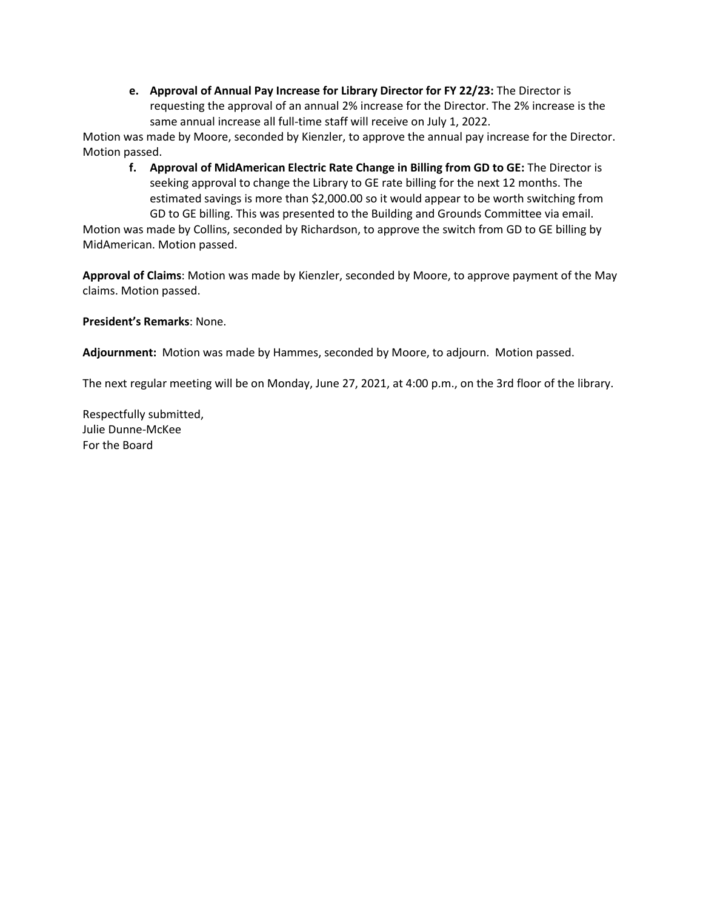e. **Approval of Annual Pay Increase for Library Director for FY 22/23:** The Director is requesting the approval of an annual 2% increase for the Director. The 2% increase is the same annual increase all full-time staff will receive on July 1, 2022.

Motion was made by Moore, seconded by Kienzler, to approve the annual pay increase for the Director. Motion passed.

f. **Approval of MidAmerican Electric Rate Change in Billing from GD to GE:** The Director is seeking approval to change the Library to GE rate billing for the next 12 months. The estimated savings is more than $2,000.00 so it would appear to be worth switching from GD to GE billing. This was presented to the Building and Grounds Committee via email.

Motion was made by Collins, seconded by Richardson, to approve the switch from GD to GE billing by MidAmerican. Motion passed.

**Approval of Claims**: Motion was made by Kienzler, seconded by Moore, to approve payment of the May claims. Motion passed.

**President's Remarks**: None.

**Adjournment:** Motion was made by Hammes, seconded by Moore, to adjourn. Motion passed.

The next regular meeting will be on Monday, June 27, 2021, at 4:00 p.m., on the 3rd floor of the library.

Respectfully submitted,
Julie Dunne-McKee
For the Board